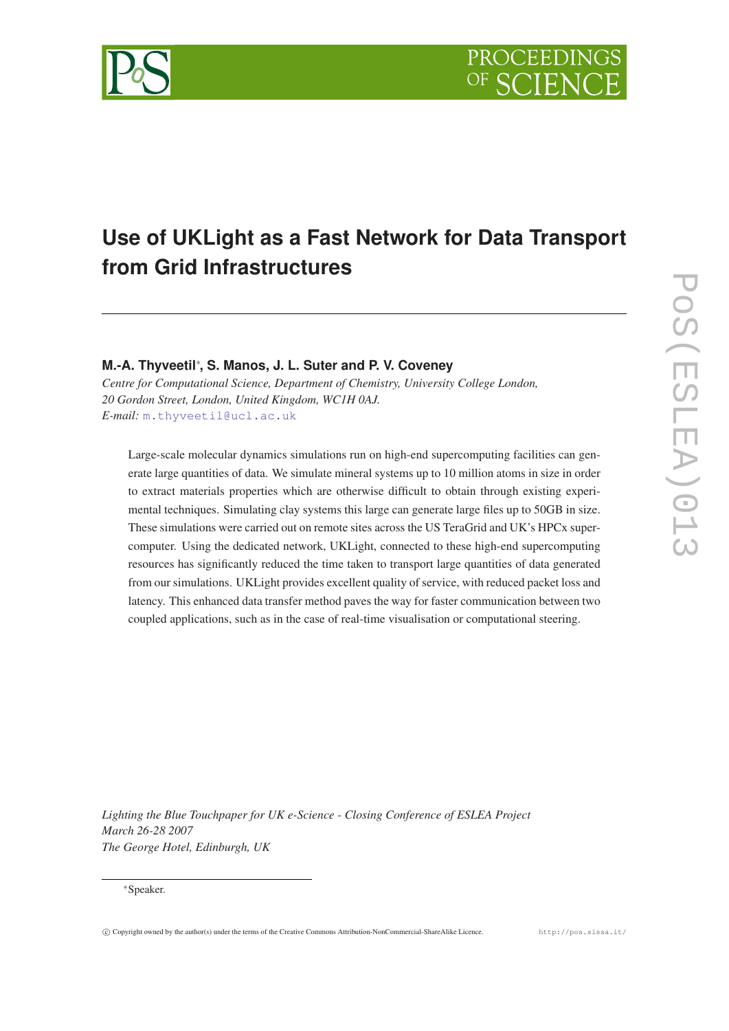# Use of UKLight as a Fast Network for Data Transport from Grid Infrastructures

**M.-A. Thyveetil***, **S. Manos, J. L. Suter and P. V. Coveney**

*Centre for Computational Science, Department of Chemistry, University College London, 20 Gordon Street, London, United Kingdom, WC1H 0AJ.*

*E-mail:* m.thyveetil@ucl.ac.uk

Large-scale molecular dynamics simulations run on high-end supercomputing facilities can generate large quantities of data. We simulate mineral systems up to 10 million atoms in size in order to extract materials properties which are otherwise difficult to obtain through existing experimental techniques. Simulating clay systems this large can generate large files up to 50GB in size. These simulations were carried out on remote sites across the US TeraGrid and UK's HPCx supercomputer. Using the dedicated network, UKLight, connected to these high-end supercomputing resources has significantly reduced the time taken to transport large quantities of data generated from our simulations. UKLight provides excellent quality of service, with reduced packet loss and latency. This enhanced data transfer method paves the way for faster communication between two coupled applications, such as in the case of real-time visualisation or computational steering.

*Lighting the Blue Touchpaper for UK e-Science - Closing Conference of ESLEA Project*
*March 26-28 2007*
*The George Hotel, Edinburgh, UK*

*Speaker.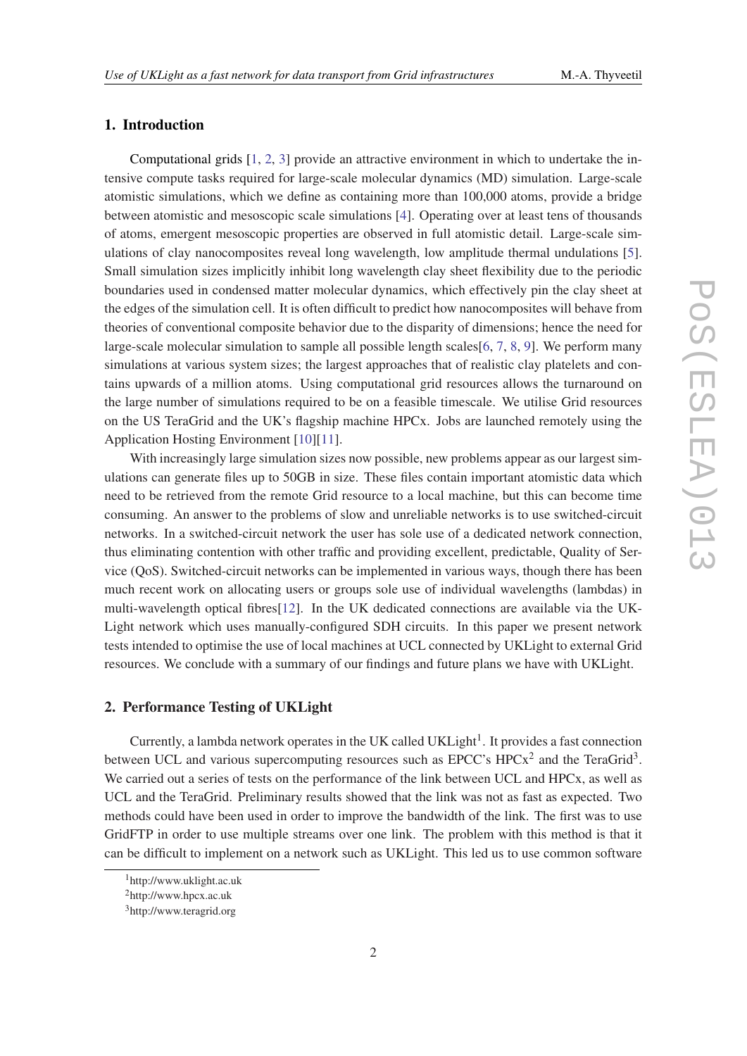## 1. Introduction

Computational grids [1, 2, 3] provide an attractive environment in which to undertake the intensive compute tasks required for large-scale molecular dynamics (MD) simulation. Large-scale atomistic simulations, which we define as containing more than 100,000 atoms, provide a bridge between atomistic and mesoscopic scale simulations [4]. Operating over at least tens of thousands of atoms, emergent mesoscopic properties are observed in full atomistic detail. Large-scale simulations of clay nanocomposites reveal long wavelength, low amplitude thermal undulations [5]. Small simulation sizes implicitly inhibit long wavelength clay sheet flexibility due to the periodic boundaries used in condensed matter molecular dynamics, which effectively pin the clay sheet at the edges of the simulation cell. It is often difficult to predict how nanocomposites will behave from theories of conventional composite behavior due to the disparity of dimensions; hence the need for large-scale molecular simulation to sample all possible length scales[6, 7, 8, 9]. We perform many simulations at various system sizes; the largest approaches that of realistic clay platelets and contains upwards of a million atoms. Using computational grid resources allows the turnaround on the large number of simulations required to be on a feasible timescale. We utilise Grid resources on the US TeraGrid and the UK's flagship machine HPCx. Jobs are launched remotely using the Application Hosting Environment [10][11].

With increasingly large simulation sizes now possible, new problems appear as our largest simulations can generate files up to 50GB in size. These files contain important atomistic data which need to be retrieved from the remote Grid resource to a local machine, but this can become time consuming. An answer to the problems of slow and unreliable networks is to use switched-circuit networks. In a switched-circuit network the user has sole use of a dedicated network connection, thus eliminating contention with other traffic and providing excellent, predictable, Quality of Service (QoS). Switched-circuit networks can be implemented in various ways, though there has been much recent work on allocating users or groups sole use of individual wavelengths (lambdas) in multi-wavelength optical fibres[12]. In the UK dedicated connections are available via the UKLight network which uses manually-configured SDH circuits. In this paper we present network tests intended to optimise the use of local machines at UCL connected by UKLight to external Grid resources. We conclude with a summary of our findings and future plans we have with UKLight.

## 2. Performance Testing of UKLight

Currently, a lambda network operates in the UK called UKLight[1]. It provides a fast connection between UCL and various supercomputing resources such as EPCC's HPCx[2] and the TeraGrid[3]. We carried out a series of tests on the performance of the link between UCL and HPCx, as well as UCL and the TeraGrid. Preliminary results showed that the link was not as fast as expected. Two methods could have been used in order to improve the bandwidth of the link. The first was to use GridFTP in order to use multiple streams over one link. The problem with this method is that it can be difficult to implement on a network such as UKLight. This led us to use common software

[1] http://www.uklight.ac.uk

[2] http://www.hpcx.ac.uk

[3] http://www.teragrid.org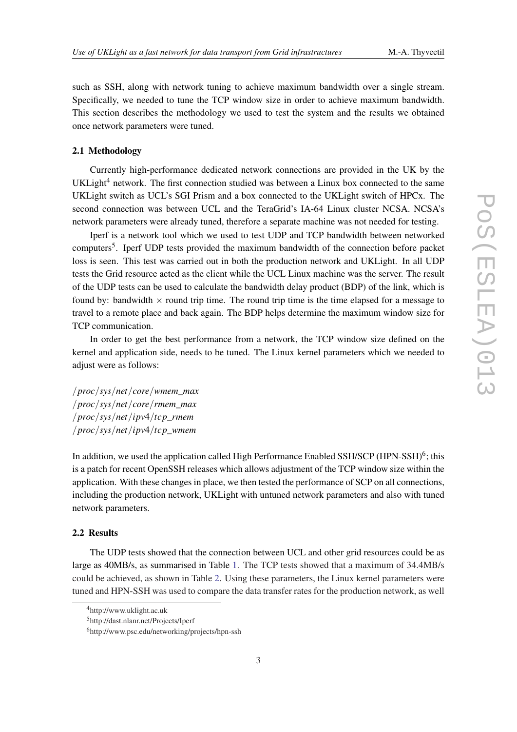such as SSH, along with network tuning to achieve maximum bandwidth over a single stream. Specifically, we needed to tune the TCP window size in order to achieve maximum bandwidth. This section describes the methodology we used to test the system and the results we obtained once network parameters were tuned.

### 2.1 Methodology

Currently high-performance dedicated network connections are provided in the UK by the UKLight[4] network. The first connection studied was between a Linux box connected to the same UKLight switch as UCL's SGI Prism and a box connected to the UKLight switch of HPCx. The second connection was between UCL and the TeraGrid's IA-64 Linux cluster NCSA. NCSA's network parameters were already tuned, therefore a separate machine was not needed for testing.

Iperf is a network tool which we used to test UDP and TCP bandwidth between networked computers[5]. Iperf UDP tests provided the maximum bandwidth of the connection before packet loss is seen. This test was carried out in both the production network and UKLight. In all UDP tests the Grid resource acted as the client while the UCL Linux machine was the server. The result of the UDP tests can be used to calculate the bandwidth delay product (BDP) of the link, which is found by: bandwidth $\times$ round trip time. The round trip time is the time elapsed for a message to travel to a remote place and back again. The BDP helps determine the maximum window size for TCP communication.

In order to get the best performance from a network, the TCP window size defined on the kernel and application side, needs to be tuned. The Linux kernel parameters which we needed to adjust were as follows:

*/proc/sys/net/core/wmem_max*
*/proc/sys/net/core/rmem_max*
*/proc/sys/net/ipv4/tcp_rmem*
*/proc/sys/net/ipv4/tcp_wmem*

In addition, we used the application called High Performance Enabled SSH/SCP (HPN-SSH)[6]; this is a patch for recent OpenSSH releases which allows adjustment of the TCP window size within the application. With these changes in place, we then tested the performance of SCP on all connections, including the production network, UKLight with untuned network parameters and also with tuned network parameters.

### 2.2 Results

The UDP tests showed that the connection between UCL and other grid resources could be as large as 40MB/s, as summarised in Table 1. The TCP tests showed that a maximum of 34.4MB/s could be achieved, as shown in Table 2. Using these parameters, the Linux kernel parameters were tuned and HPN-SSH was used to compare the data transfer rates for the production network, as well

[4]http://www.uklight.ac.uk
[5]http://dast.nlanr.net/Projects/Iperf
[6]http://www.psc.edu/networking/projects/hpn-ssh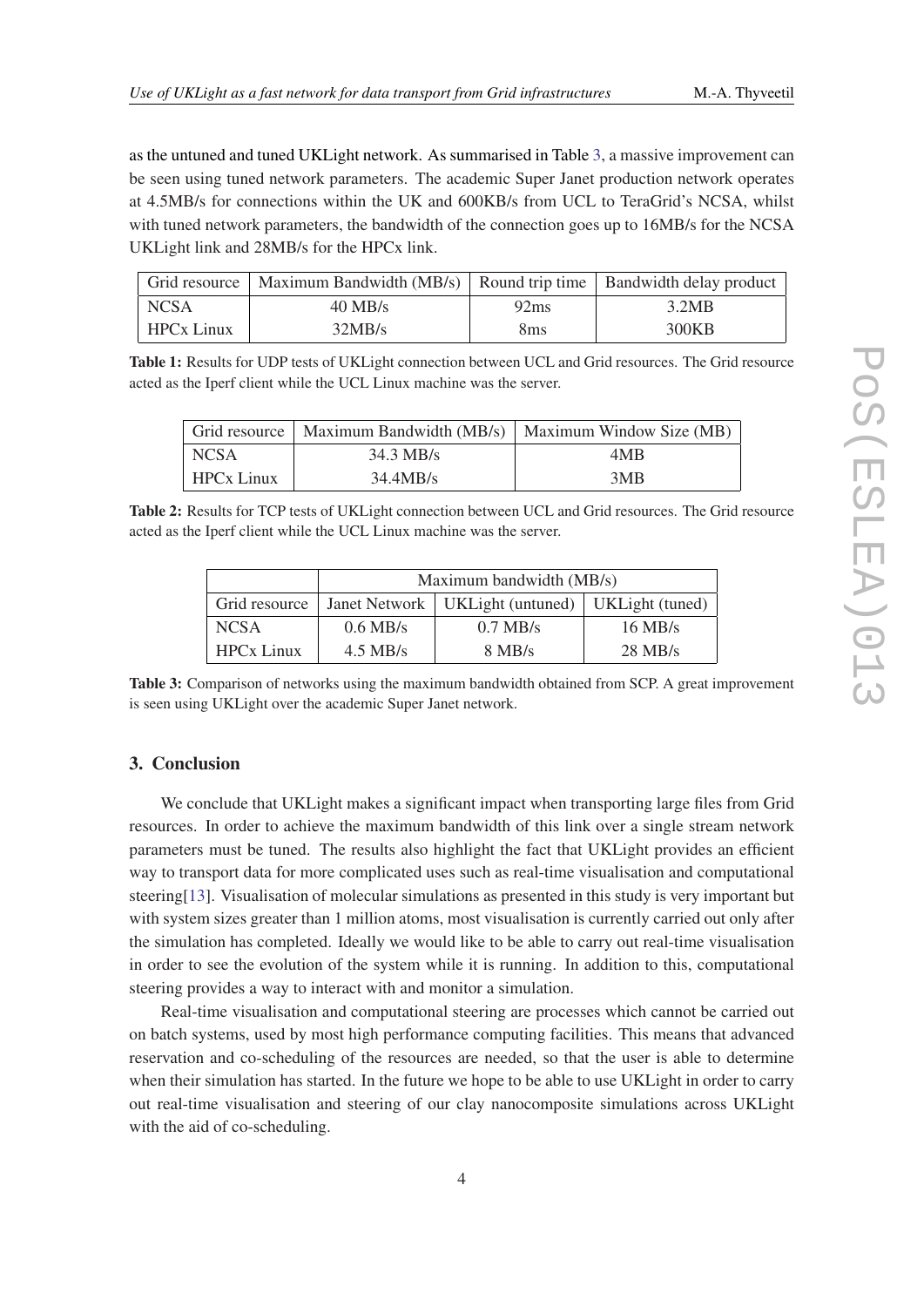as the untuned and tuned UKLight network. As summarised in Table 3, a massive improvement can be seen using tuned network parameters. The academic Super Janet production network operates at 4.5MB/s for connections within the UK and 600KB/s from UCL to TeraGrid's NCSA, whilst with tuned network parameters, the bandwidth of the connection goes up to 16MB/s for the NCSA UKLight link and 28MB/s for the HPCx link.

| Grid resource | Maximum Bandwidth (MB/s) | Round trip time | Bandwidth delay product |
|---|---|---|---|
| NCSA | 40 MB/s | 92ms | 3.2MB |
| HPCx Linux | 32MB/s | 8ms | 300KB |

**Table 1:** Results for UDP tests of UKLight connection between UCL and Grid resources. The Grid resource acted as the Iperf client while the UCL Linux machine was the server.

| Grid resource | Maximum Bandwidth (MB/s) | Maximum Window Size (MB) |
|---|---|---|
| NCSA | 34.3 MB/s | 4MB |
| HPCx Linux | 34.4MB/s | 3MB |

**Table 2:** Results for TCP tests of UKLight connection between UCL and Grid resources. The Grid resource acted as the Iperf client while the UCL Linux machine was the server.

| | Maximum bandwidth (MB/s) | | |
|---|---|---|---|
| Grid resource | Janet Network | UKLight (untuned) | UKLight (tuned) |
| NCSA | 0.6 MB/s | 0.7 MB/s | 16 MB/s |
| HPCx Linux | 4.5 MB/s | 8 MB/s | 28 MB/s |

**Table 3:** Comparison of networks using the maximum bandwidth obtained from SCP. A great improvement is seen using UKLight over the academic Super Janet network.

## 3. Conclusion

We conclude that UKLight makes a significant impact when transporting large files from Grid resources. In order to achieve the maximum bandwidth of this link over a single stream network parameters must be tuned. The results also highlight the fact that UKLight provides an efficient way to transport data for more complicated uses such as real-time visualisation and computational steering[13]. Visualisation of molecular simulations as presented in this study is very important but with system sizes greater than 1 million atoms, most visualisation is currently carried out only after the simulation has completed. Ideally we would like to be able to carry out real-time visualisation in order to see the evolution of the system while it is running. In addition to this, computational steering provides a way to interact with and monitor a simulation.

Real-time visualisation and computational steering are processes which cannot be carried out on batch systems, used by most high performance computing facilities. This means that advanced reservation and co-scheduling of the resources are needed, so that the user is able to determine when their simulation has started. In the future we hope to be able to use UKLight in order to carry out real-time visualisation and steering of our clay nanocomposite simulations across UKLight with the aid of co-scheduling.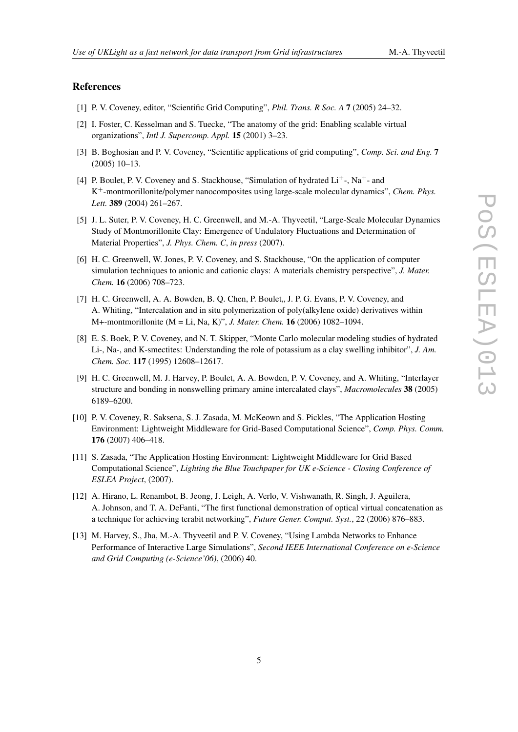## References

[1] P. V. Coveney, editor, "Scientific Grid Computing", *Phil. Trans. R Soc. A* **7** (2005) 24–32.

[2] I. Foster, C. Kesselman and S. Tuecke, "The anatomy of the grid: Enabling scalable virtual organizations", *Intl J. Supercomp. Appl.* **15** (2001) 3–23.

[3] B. Boghosian and P. V. Coveney, "Scientific applications of grid computing", *Comp. Sci. and Eng.* **7** (2005) 10–13.

[4] P. Boulet, P. V. Coveney and S. Stackhouse, "Simulation of hydrated $Li^{+}$-, $Na^{+}$- and $K^{+}$-montmorillonite/polymer nanocomposites using large-scale molecular dynamics", *Chem. Phys. Lett.* **389** (2004) 261–267.

[5] J. L. Suter, P. V. Coveney, H. C. Greenwell, and M.-A. Thyveetil, "Large-Scale Molecular Dynamics Study of Montmorillonite Clay: Emergence of Undulatory Fluctuations and Determination of Material Properties", *J. Phys. Chem. C*, *in press* (2007).

[6] H. C. Greenwell, W. Jones, P. V. Coveney, and S. Stackhouse, "On the application of computer simulation techniques to anionic and cationic clays: A materials chemistry perspective", *J. Mater. Chem.* **16** (2006) 708–723.

[7] H. C. Greenwell, A. A. Bowden, B. Q. Chen, P. Boulet,, J. P. G. Evans, P. V. Coveney, and A. Whiting, "Intercalation and in situ polymerization of poly(alkylene oxide) derivatives within M+-montmorillonite (M = Li, Na, K)", *J. Mater. Chem.* **16** (2006) 1082–1094.

[8] E. S. Boek, P. V. Coveney, and N. T. Skipper, "Monte Carlo molecular modeling studies of hydrated Li-, Na-, and K-smectites: Understanding the role of potassium as a clay swelling inhibitor", *J. Am. Chem. Soc.* **117** (1995) 12608–12617.

[9] H. C. Greenwell, M. J. Harvey, P. Boulet, A. A. Bowden, P. V. Coveney, and A. Whiting, "Interlayer structure and bonding in nonswelling primary amine intercalated clays", *Macromolecules* **38** (2005) 6189–6200.

[10] P. V. Coveney, R. Saksena, S. J. Zasada, M. McKeown and S. Pickles, "The Application Hosting Environment: Lightweight Middleware for Grid-Based Computational Science", *Comp. Phys. Comm.* **176** (2007) 406–418.

[11] S. Zasada, "The Application Hosting Environment: Lightweight Middleware for Grid Based Computational Science", *Lighting the Blue Touchpaper for UK e-Science - Closing Conference of ESLEA Project*, (2007).

[12] A. Hirano, L. Renambot, B. Jeong, J. Leigh, A. Verlo, V. Vishwanath, R. Singh, J. Aguilera, A. Johnson, and T. A. DeFanti, "The first functional demonstration of optical virtual concatenation as a technique for achieving terabit networking", *Future Gener. Comput. Syst.*, 22 (2006) 876–883.

[13] M. Harvey, S., Jha, M.-A. Thyveetil and P. V. Coveney, "Using Lambda Networks to Enhance Performance of Interactive Large Simulations", *Second IEEE International Conference on e-Science and Grid Computing (e-Science'06)*, (2006) 40.